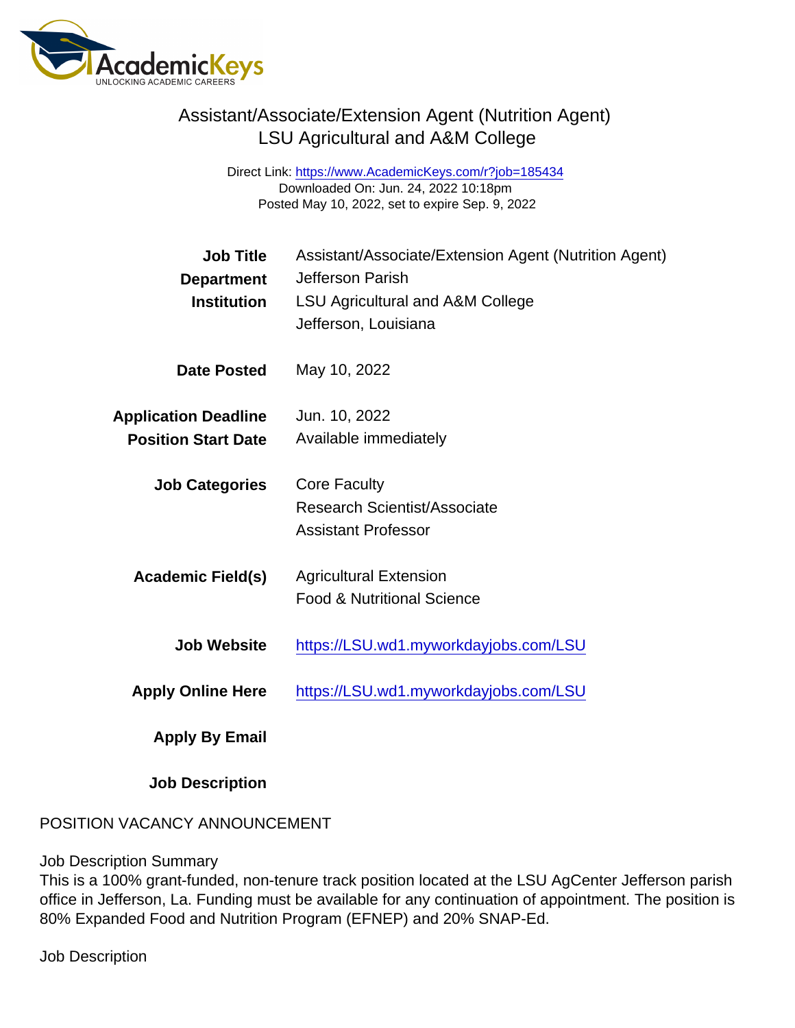# Assistant/Associate/Extension Agent (Nutrition Agent)
## LSU Agricultural and A&M College

Direct Link: https://www.AcademicKeys.com/r?job=185434
Downloaded On: Jun. 24, 2022 10:18pm
Posted May 10, 2022, set to expire Sep. 9, 2022

| | |
|---|---|
| **Job Title** | Assistant/Associate/Extension Agent (Nutrition Agent) |
| **Department** | Jefferson Parish |
| **Institution** | LSU Agricultural and A&M College<br>Jefferson, Louisiana |
| **Date Posted** | May 10, 2022 |
| **Application Deadline** | Jun. 10, 2022 |
| **Position Start Date** | Available immediately |
| **Job Categories** | Core Faculty<br>Research Scientist/Associate<br>Assistant Professor |
| **Academic Field(s)** | Agricultural Extension<br>Food & Nutritional Science |
| **Job Website** | https://LSU.wd1.myworkdayjobs.com/LSU |
| **Apply Online Here** | https://LSU.wd1.myworkdayjobs.com/LSU |
| **Apply By Email** | |
| **Job Description** | |

POSITION VACANCY ANNOUNCEMENT

Job Description Summary
This is a 100% grant-funded, non-tenure track position located at the LSU AgCenter Jefferson parish office in Jefferson, La. Funding must be available for any continuation of appointment. The position is 80% Expanded Food and Nutrition Program (EFNEP) and 20% SNAP-Ed.

Job Description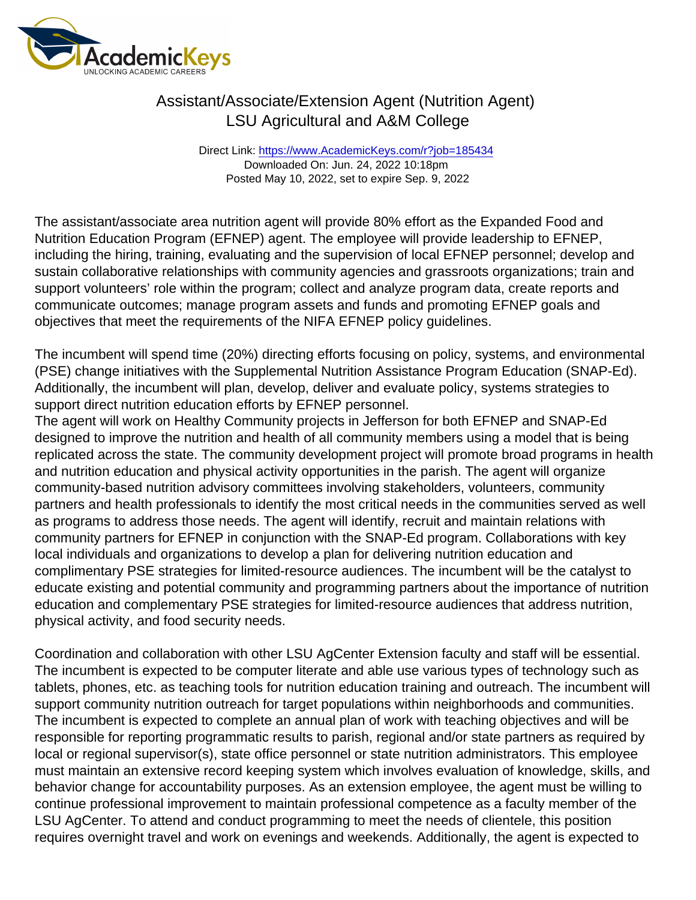# Assistant/Associate/Extension Agent (Nutrition Agent)
## LSU Agricultural and A&M College

Direct Link: https://www.AcademicKeys.com/r?job=185434
Downloaded On: Jun. 24, 2022 10:18pm
Posted May 10, 2022, set to expire Sep. 9, 2022

The assistant/associate area nutrition agent will provide 80% effort as the Expanded Food and Nutrition Education Program (EFNEP) agent. The employee will provide leadership to EFNEP, including the hiring, training, evaluating and the supervision of local EFNEP personnel; develop and sustain collaborative relationships with community agencies and grassroots organizations; train and support volunteers' role within the program; collect and analyze program data, create reports and communicate outcomes; manage program assets and funds and promoting EFNEP goals and objectives that meet the requirements of the NIFA EFNEP policy guidelines.

The incumbent will spend time (20%) directing efforts focusing on policy, systems, and environmental (PSE) change initiatives with the Supplemental Nutrition Assistance Program Education (SNAP-Ed). Additionally, the incumbent will plan, develop, deliver and evaluate policy, systems strategies to support direct nutrition education efforts by EFNEP personnel.
The agent will work on Healthy Community projects in Jefferson for both EFNEP and SNAP-Ed designed to improve the nutrition and health of all community members using a model that is being replicated across the state. The community development project will promote broad programs in health and nutrition education and physical activity opportunities in the parish. The agent will organize community-based nutrition advisory committees involving stakeholders, volunteers, community partners and health professionals to identify the most critical needs in the communities served as well as programs to address those needs. The agent will identify, recruit and maintain relations with community partners for EFNEP in conjunction with the SNAP-Ed program. Collaborations with key local individuals and organizations to develop a plan for delivering nutrition education and complimentary PSE strategies for limited-resource audiences. The incumbent will be the catalyst to educate existing and potential community and programming partners about the importance of nutrition education and complementary PSE strategies for limited-resource audiences that address nutrition, physical activity, and food security needs.

Coordination and collaboration with other LSU AgCenter Extension faculty and staff will be essential. The incumbent is expected to be computer literate and able use various types of technology such as tablets, phones, etc. as teaching tools for nutrition education training and outreach. The incumbent will support community nutrition outreach for target populations within neighborhoods and communities. The incumbent is expected to complete an annual plan of work with teaching objectives and will be responsible for reporting programmatic results to parish, regional and/or state partners as required by local or regional supervisor(s), state office personnel or state nutrition administrators. This employee must maintain an extensive record keeping system which involves evaluation of knowledge, skills, and behavior change for accountability purposes. As an extension employee, the agent must be willing to continue professional improvement to maintain professional competence as a faculty member of the LSU AgCenter. To attend and conduct programming to meet the needs of clientele, this position requires overnight travel and work on evenings and weekends. Additionally, the agent is expected to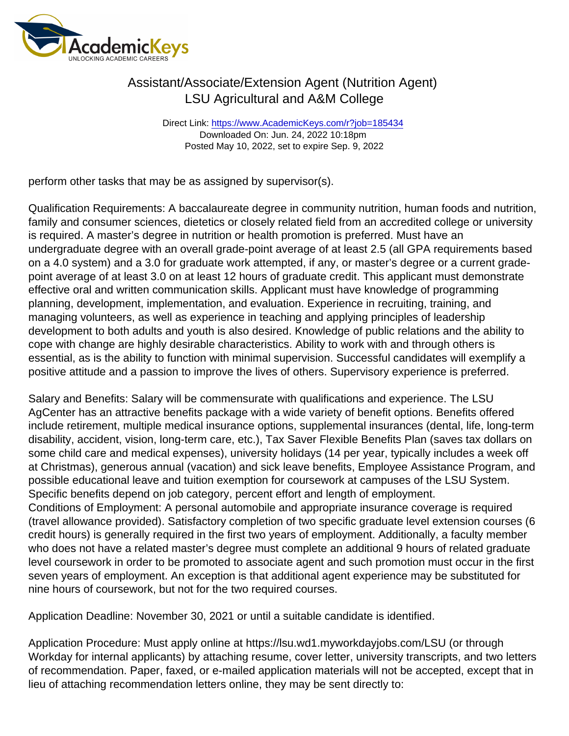perform other tasks that may be as assigned by supervisor(s).

Qualification Requirements: A baccalaureate degree in community nutrition, human foods and nutrition, family and consumer sciences, dietetics or closely related field from an accredited college or university is required. A master's degree in nutrition or health promotion is preferred. Must have an undergraduate degree with an overall grade-point average of at least 2.5 (all GPA requirements based on a 4.0 system) and a 3.0 for graduate work attempted, if any, or master's degree or a current grade-point average of at least 3.0 on at least 12 hours of graduate credit. This applicant must demonstrate effective oral and written communication skills. Applicant must have knowledge of programming planning, development, implementation, and evaluation. Experience in recruiting, training, and managing volunteers, as well as experience in teaching and applying principles of leadership development to both adults and youth is also desired. Knowledge of public relations and the ability to cope with change are highly desirable characteristics. Ability to work with and through others is essential, as is the ability to function with minimal supervision. Successful candidates will exemplify a positive attitude and a passion to improve the lives of others. Supervisory experience is preferred.

Salary and Benefits: Salary will be commensurate with qualifications and experience. The LSU AgCenter has an attractive benefits package with a wide variety of benefit options. Benefits offered include retirement, multiple medical insurance options, supplemental insurances (dental, life, long-term disability, accident, vision, long-term care, etc.), Tax Saver Flexible Benefits Plan (saves tax dollars on some child care and medical expenses), university holidays (14 per year, typically includes a week off at Christmas), generous annual (vacation) and sick leave benefits, Employee Assistance Program, and possible educational leave and tuition exemption for coursework at campuses of the LSU System. Specific benefits depend on job category, percent effort and length of employment.
Conditions of Employment: A personal automobile and appropriate insurance coverage is required (travel allowance provided). Satisfactory completion of two specific graduate level extension courses (6 credit hours) is generally required in the first two years of employment. Additionally, a faculty member who does not have a related master's degree must complete an additional 9 hours of related graduate level coursework in order to be promoted to associate agent and such promotion must occur in the first seven years of employment. An exception is that additional agent experience may be substituted for nine hours of coursework, but not for the two required courses.

Application Deadline: November 30, 2021 or until a suitable candidate is identified.

Application Procedure: Must apply online at https://lsu.wd1.myworkdayjobs.com/LSU (or through Workday for internal applicants) by attaching resume, cover letter, university transcripts, and two letters of recommendation. Paper, faxed, or e-mailed application materials will not be accepted, except that in lieu of attaching recommendation letters online, they may be sent directly to: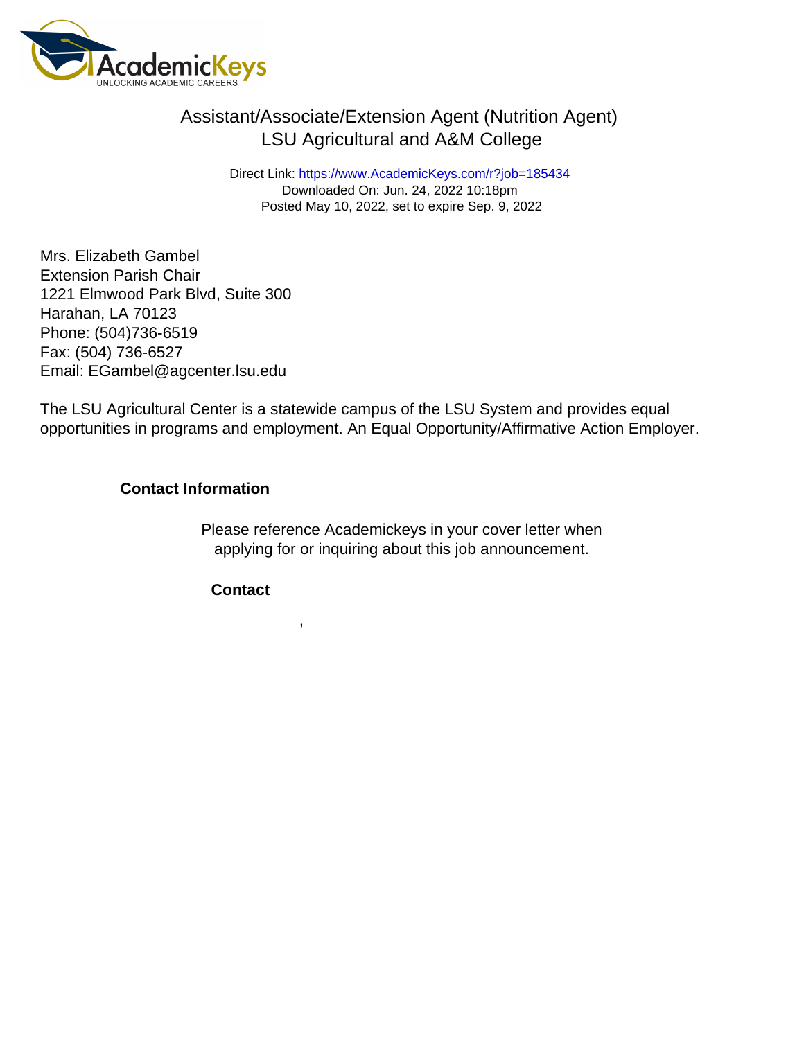# Assistant/Associate/Extension Agent (Nutrition Agent)
## LSU Agricultural and A&M College

Direct Link: https://www.AcademicKeys.com/r?job=185434
Downloaded On: Jun. 24, 2022 10:18pm
Posted May 10, 2022, set to expire Sep. 9, 2022

Mrs. Elizabeth Gambel
Extension Parish Chair
1221 Elmwood Park Blvd, Suite 300
Harahan, LA 70123
Phone: (504)736-6519
Fax: (504) 736-6527
Email: EGambel@agcenter.lsu.edu

The LSU Agricultural Center is a statewide campus of the LSU System and provides equal opportunities in programs and employment. An Equal Opportunity/Affirmative Action Employer.

### Contact Information

Please reference Academickeys in your cover letter when applying for or inquiring about this job announcement.

**Contact**

,